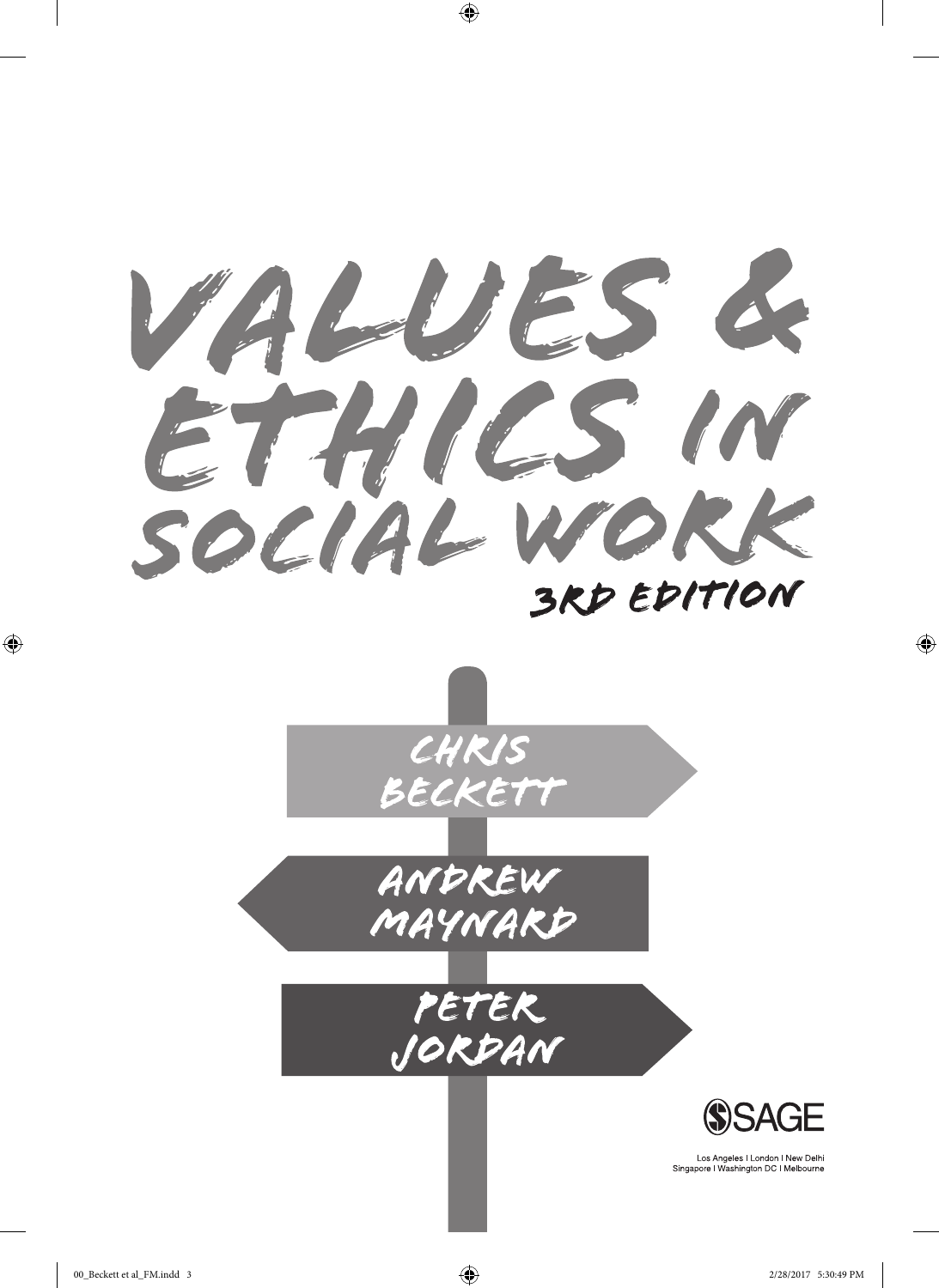# VALUES & ETHICS IN SOCIAL WORK

## 3RD EDITION

CHRIS BECKETT

ANDREW MAYNARD

PETER JORDAN

SAGE

Los Angeles | London | New Delhi
Singapore | Washington DC | Melbourne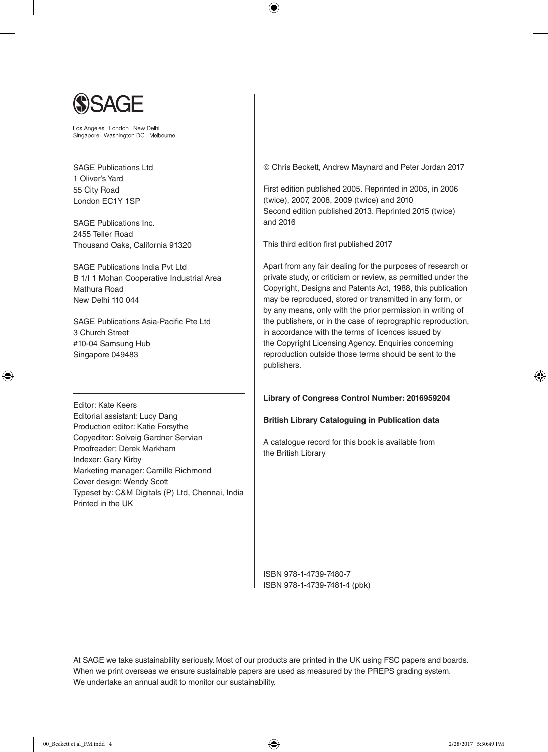SAGE

Los Angeles | London | New Delhi
Singapore | Washington DC | Melbourne

SAGE Publications Ltd
1 Oliver's Yard
55 City Road
London EC1Y 1SP

SAGE Publications Inc.
2455 Teller Road
Thousand Oaks, California 91320

SAGE Publications India Pvt Ltd
B 1/I 1 Mohan Cooperative Industrial Area
Mathura Road
New Delhi 110 044

SAGE Publications Asia-Pacific Pte Ltd
3 Church Street
#10-04 Samsung Hub
Singapore 049483

---

Editor: Kate Keers
Editorial assistant: Lucy Dang
Production editor: Katie Forsythe
Copyeditor: Solveig Gardner Servian
Proofreader: Derek Markham
Indexer: Gary Kirby
Marketing manager: Camille Richmond
Cover design: Wendy Scott
Typeset by: C&M Digitals (P) Ltd, Chennai, India
Printed in the UK

© Chris Beckett, Andrew Maynard and Peter Jordan 2017

First edition published 2005. Reprinted in 2005, in 2006 (twice), 2007, 2008, 2009 (twice) and 2010
Second edition published 2013. Reprinted 2015 (twice) and 2016

This third edition first published 2017

Apart from any fair dealing for the purposes of research or private study, or criticism or review, as permitted under the Copyright, Designs and Patents Act, 1988, this publication may be reproduced, stored or transmitted in any form, or by any means, only with the prior permission in writing of the publishers, or in the case of reprographic reproduction, in accordance with the terms of licences issued by the Copyright Licensing Agency. Enquiries concerning reproduction outside those terms should be sent to the publishers.

**Library of Congress Control Number: 2016959204**

**British Library Cataloguing in Publication data**

A catalogue record for this book is available from the British Library

ISBN 978-1-4739-7480-7
ISBN 978-1-4739-7481-4 (pbk)

At SAGE we take sustainability seriously. Most of our products are printed in the UK using FSC papers and boards. When we print overseas we ensure sustainable papers are used as measured by the PREPS grading system. We undertake an annual audit to monitor our sustainability.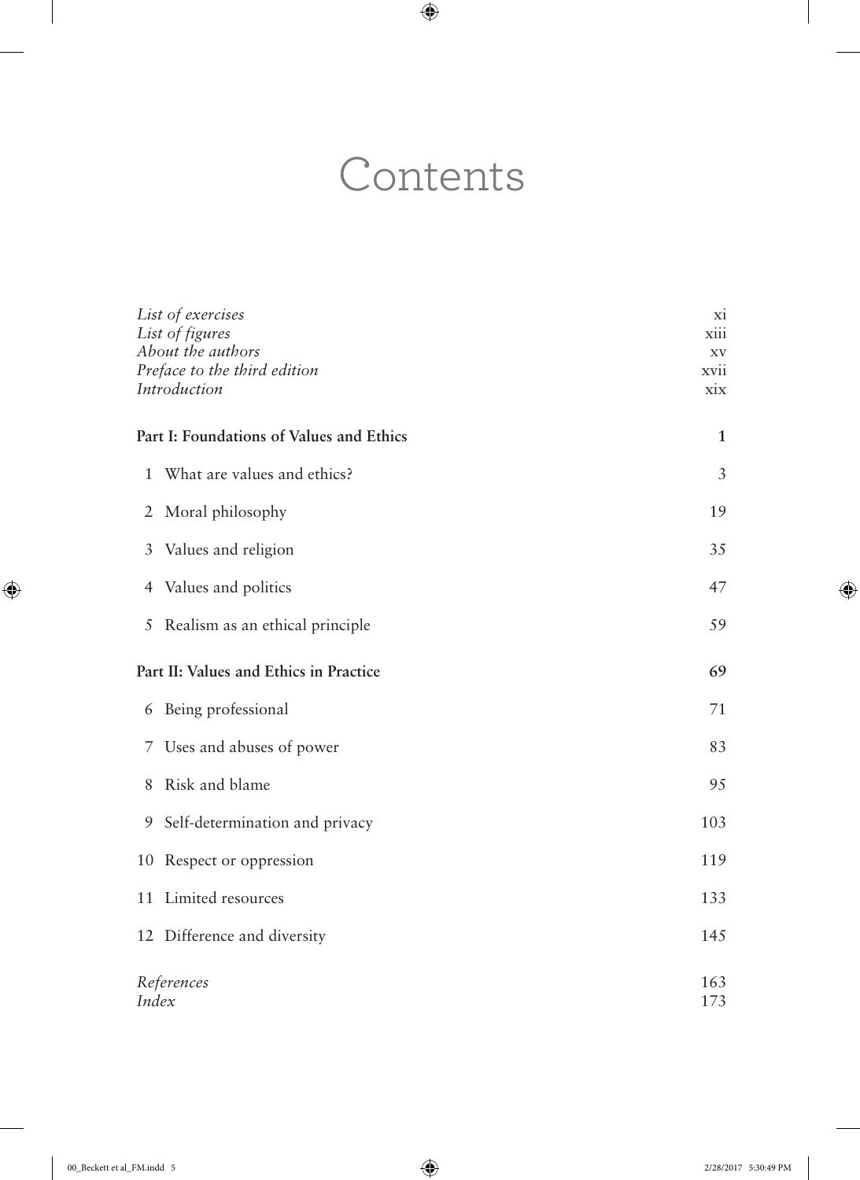# Contents

| | |
|---|---|
| *List of exercises* | xi |
| *List of figures* | xiii |
| *About the authors* | xv |
| *Preface to the third edition* | xvii |
| *Introduction* | xix |
| **Part I: Foundations of Values and Ethics** | **1** |
| 1 What are values and ethics? | 3 |
| 2 Moral philosophy | 19 |
| 3 Values and religion | 35 |
| 4 Values and politics | 47 |
| 5 Realism as an ethical principle | 59 |
| **Part II: Values and Ethics in Practice** | **69** |
| 6 Being professional | 71 |
| 7 Uses and abuses of power | 83 |
| 8 Risk and blame | 95 |
| 9 Self-determination and privacy | 103 |
| 10 Respect or oppression | 119 |
| 11 Limited resources | 133 |
| 12 Difference and diversity | 145 |
| *References* | 163 |
| *Index* | 173 |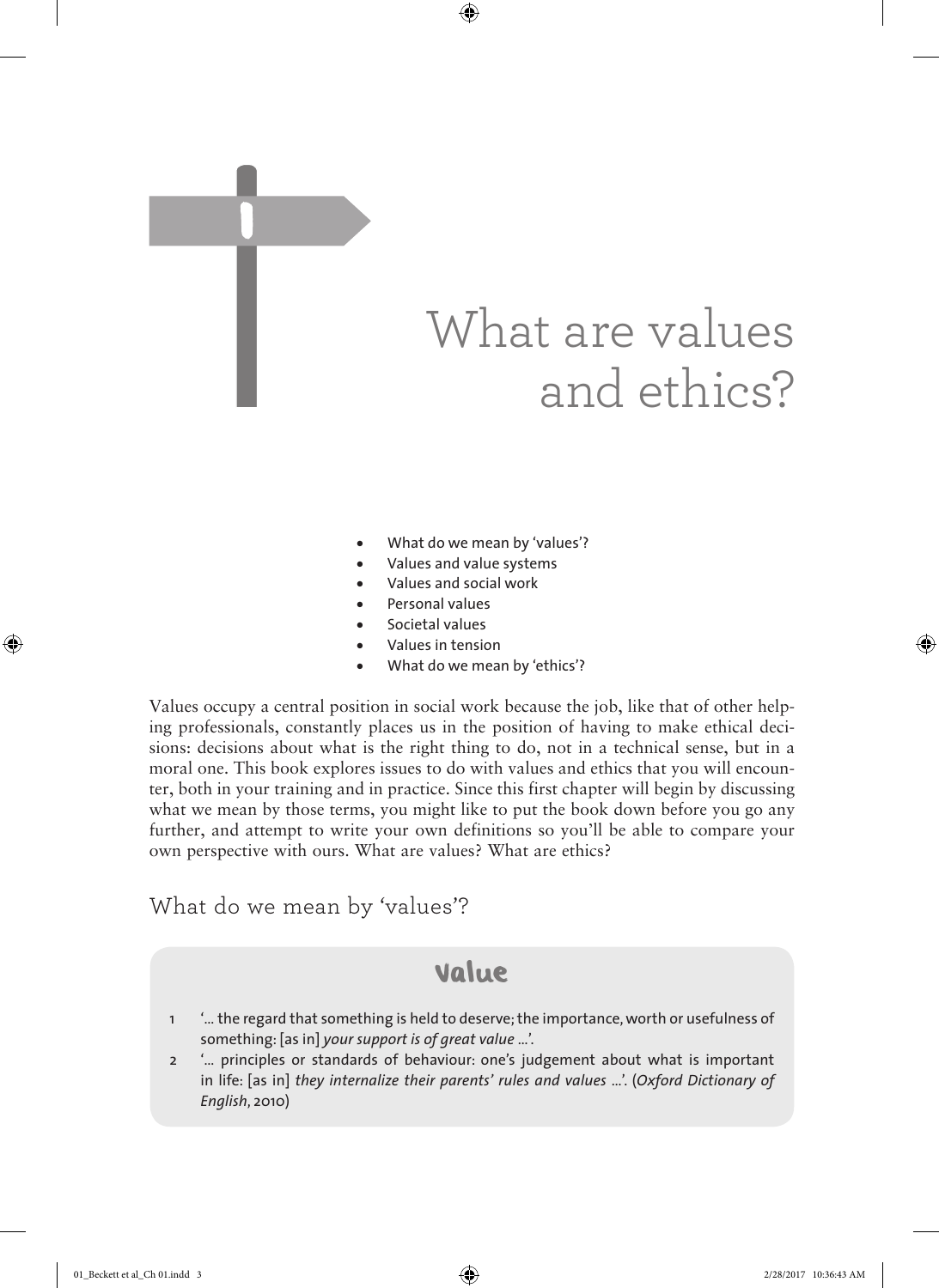# 1 What are values and ethics?

- What do we mean by 'values'?
- Values and value systems
- Values and social work
- Personal values
- Societal values
- Values in tension
- What do we mean by 'ethics'?

Values occupy a central position in social work because the job, like that of other helping professionals, constantly places us in the position of having to make ethical decisions: decisions about what is the right thing to do, not in a technical sense, but in a moral one. This book explores issues to do with values and ethics that you will encounter, both in your training and in practice. Since this first chapter will begin by discussing what we mean by those terms, you might like to put the book down before you go any further, and attempt to write your own definitions so you'll be able to compare your own perspective with ours. What are values? What are ethics?

## What do we mean by 'values'?

### Value

1. '… the regard that something is held to deserve; the importance, worth or usefulness of something: [as in] *your support is of great value …*'.
2. '… principles or standards of behaviour: one's judgement about what is important in life: [as in] *they internalize their parents' rules and values …*'. (*Oxford Dictionary of English*, 2010)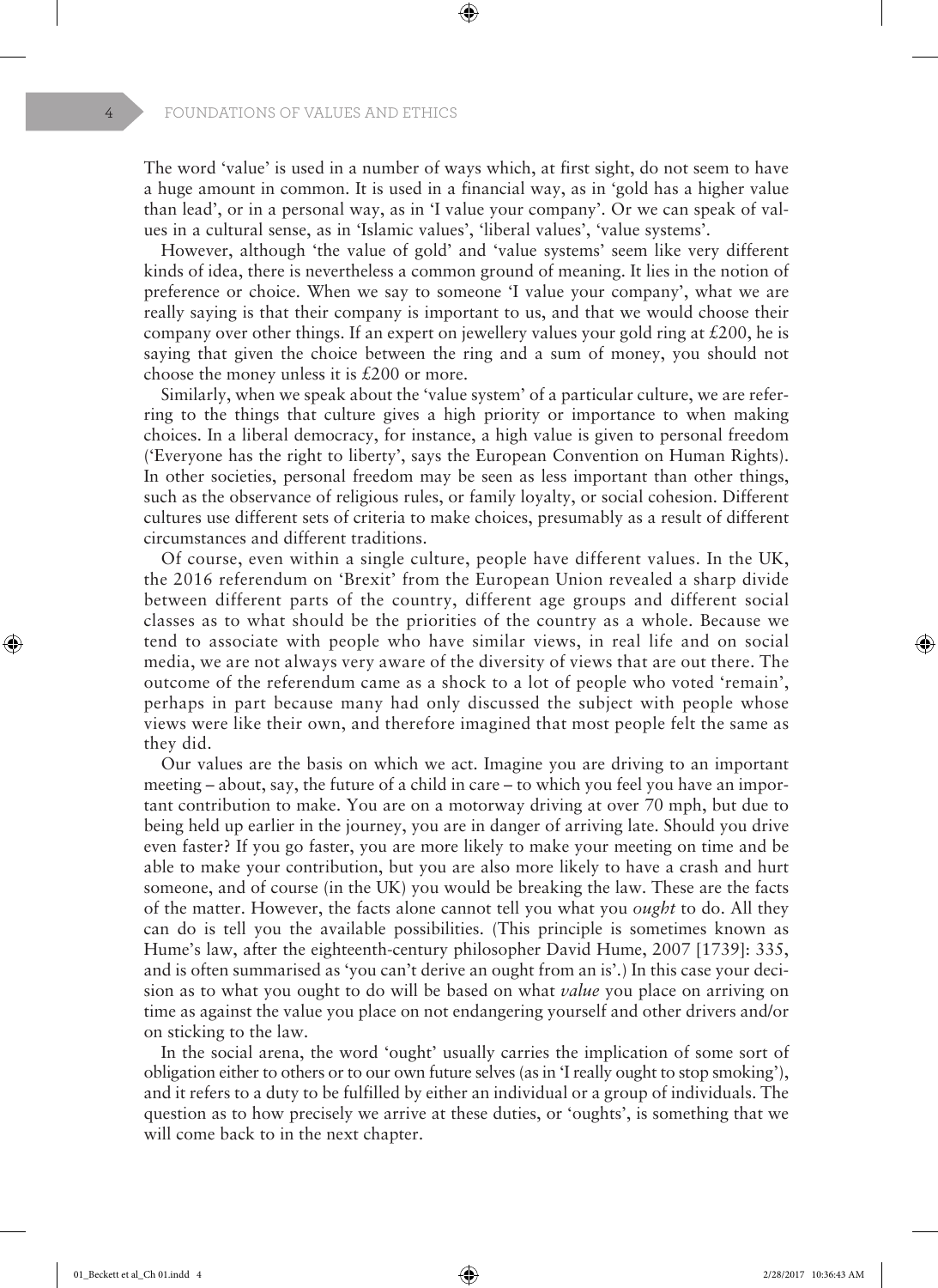The word 'value' is used in a number of ways which, at first sight, do not seem to have a huge amount in common. It is used in a financial way, as in 'gold has a higher value than lead', or in a personal way, as in 'I value your company'. Or we can speak of values in a cultural sense, as in 'Islamic values', 'liberal values', 'value systems'.

However, although 'the value of gold' and 'value systems' seem like very different kinds of idea, there is nevertheless a common ground of meaning. It lies in the notion of preference or choice. When we say to someone 'I value your company', what we are really saying is that their company is important to us, and that we would choose their company over other things. If an expert on jewellery values your gold ring at £200, he is saying that given the choice between the ring and a sum of money, you should not choose the money unless it is £200 or more.

Similarly, when we speak about the 'value system' of a particular culture, we are referring to the things that culture gives a high priority or importance to when making choices. In a liberal democracy, for instance, a high value is given to personal freedom ('Everyone has the right to liberty', says the European Convention on Human Rights). In other societies, personal freedom may be seen as less important than other things, such as the observance of religious rules, or family loyalty, or social cohesion. Different cultures use different sets of criteria to make choices, presumably as a result of different circumstances and different traditions.

Of course, even within a single culture, people have different values. In the UK, the 2016 referendum on 'Brexit' from the European Union revealed a sharp divide between different parts of the country, different age groups and different social classes as to what should be the priorities of the country as a whole. Because we tend to associate with people who have similar views, in real life and on social media, we are not always very aware of the diversity of views that are out there. The outcome of the referendum came as a shock to a lot of people who voted 'remain', perhaps in part because many had only discussed the subject with people whose views were like their own, and therefore imagined that most people felt the same as they did.

Our values are the basis on which we act. Imagine you are driving to an important meeting – about, say, the future of a child in care – to which you feel you have an important contribution to make. You are on a motorway driving at over 70 mph, but due to being held up earlier in the journey, you are in danger of arriving late. Should you drive even faster? If you go faster, you are more likely to make your meeting on time and be able to make your contribution, but you are also more likely to have a crash and hurt someone, and of course (in the UK) you would be breaking the law. These are the facts of the matter. However, the facts alone cannot tell you what you *ought* to do. All they can do is tell you the available possibilities. (This principle is sometimes known as Hume's law, after the eighteenth-century philosopher David Hume, 2007 [1739]: 335, and is often summarised as 'you can't derive an ought from an is'.) In this case your decision as to what you ought to do will be based on what *value* you place on arriving on time as against the value you place on not endangering yourself and other drivers and/or on sticking to the law.

In the social arena, the word 'ought' usually carries the implication of some sort of obligation either to others or to our own future selves (as in 'I really ought to stop smoking'), and it refers to a duty to be fulfilled by either an individual or a group of individuals. The question as to how precisely we arrive at these duties, or 'oughts', is something that we will come back to in the next chapter.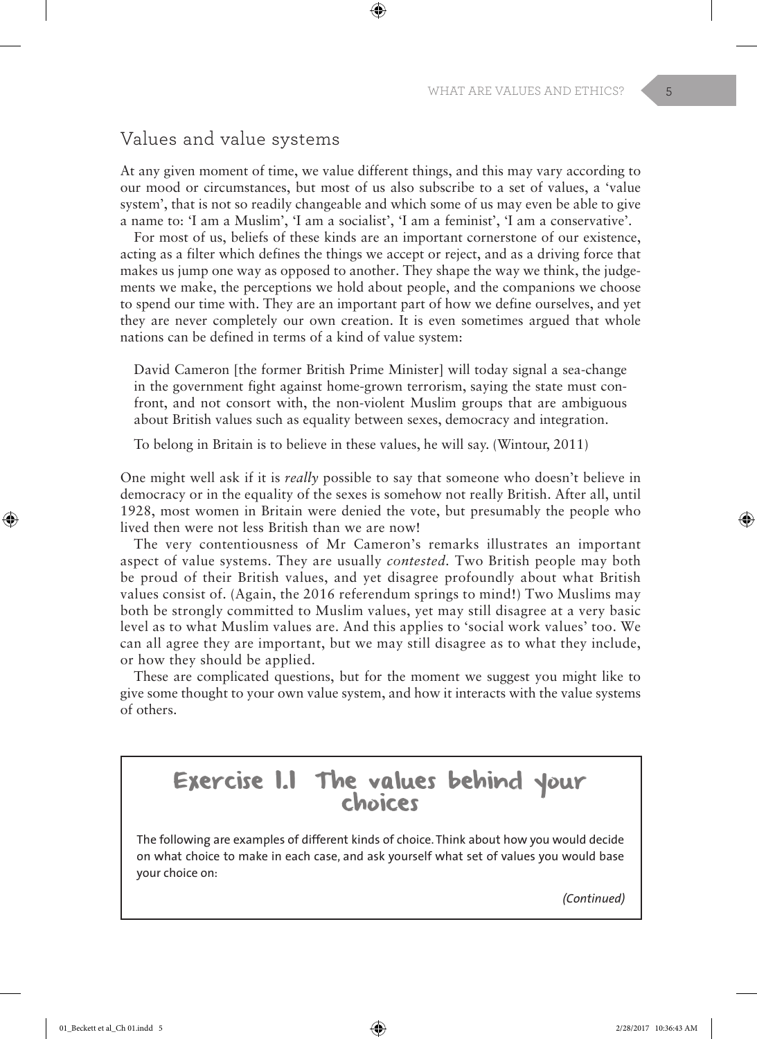## Values and value systems

At any given moment of time, we value different things, and this may vary according to our mood or circumstances, but most of us also subscribe to a set of values, a 'value system', that is not so readily changeable and which some of us may even be able to give a name to: 'I am a Muslim', 'I am a socialist', 'I am a feminist', 'I am a conservative'.

For most of us, beliefs of these kinds are an important cornerstone of our existence, acting as a filter which defines the things we accept or reject, and as a driving force that makes us jump one way as opposed to another. They shape the way we think, the judgements we make, the perceptions we hold about people, and the companions we choose to spend our time with. They are an important part of how we define ourselves, and yet they are never completely our own creation. It is even sometimes argued that whole nations can be defined in terms of a kind of value system:

> David Cameron [the former British Prime Minister] will today signal a sea-change in the government fight against home-grown terrorism, saying the state must confront, and not consort with, the non-violent Muslim groups that are ambiguous about British values such as equality between sexes, democracy and integration.
>
> To belong in Britain is to believe in these values, he will say. (Wintour, 2011)

One might well ask if it is *really* possible to say that someone who doesn't believe in democracy or in the equality of the sexes is somehow not really British. After all, until 1928, most women in Britain were denied the vote, but presumably the people who lived then were not less British than we are now!

The very contentiousness of Mr Cameron's remarks illustrates an important aspect of value systems. They are usually *contested*. Two British people may both be proud of their British values, and yet disagree profoundly about what British values consist of. (Again, the 2016 referendum springs to mind!) Two Muslims may both be strongly committed to Muslim values, yet may still disagree at a very basic level as to what Muslim values are. And this applies to 'social work values' too. We can all agree they are important, but we may still disagree as to what they include, or how they should be applied.

These are complicated questions, but for the moment we suggest you might like to give some thought to your own value system, and how it interacts with the value systems of others.

### Exercise 1.1 The values behind your choices

The following are examples of different kinds of choice. Think about how you would decide on what choice to make in each case, and ask yourself what set of values you would base your choice on:

*(Continued)*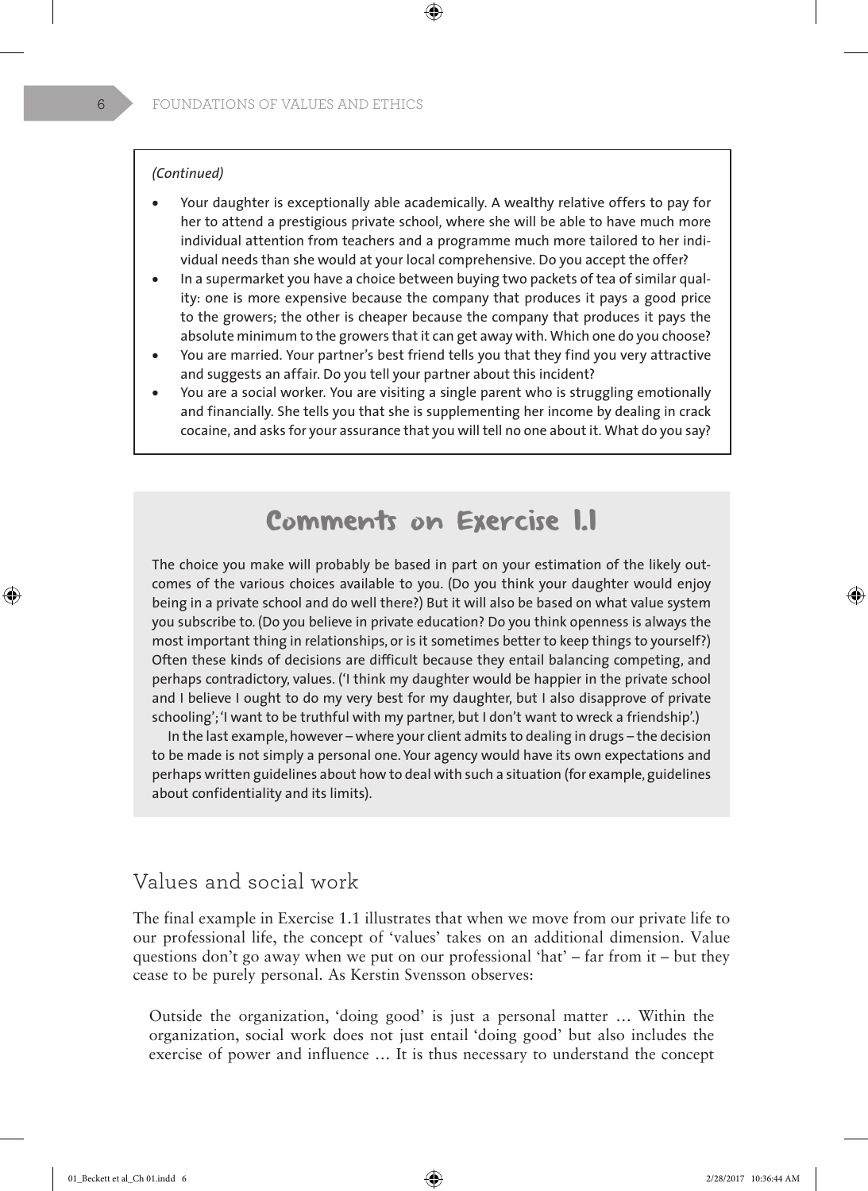*(Continued)*

- Your daughter is exceptionally able academically. A wealthy relative offers to pay for her to attend a prestigious private school, where she will be able to have much more individual attention from teachers and a programme much more tailored to her individual needs than she would at your local comprehensive. Do you accept the offer?
- In a supermarket you have a choice between buying two packets of tea of similar quality: one is more expensive because the company that produces it pays a good price to the growers; the other is cheaper because the company that produces it pays the absolute minimum to the growers that it can get away with. Which one do you choose?
- You are married. Your partner's best friend tells you that they find you very attractive and suggests an affair. Do you tell your partner about this incident?
- You are a social worker. You are visiting a single parent who is struggling emotionally and financially. She tells you that she is supplementing her income by dealing in crack cocaine, and asks for your assurance that you will tell no one about it. What do you say?

## Comments on Exercise 1.1

The choice you make will probably be based in part on your estimation of the likely outcomes of the various choices available to you. (Do you think your daughter would enjoy being in a private school and do well there?) But it will also be based on what value system you subscribe to. (Do you believe in private education? Do you think openness is always the most important thing in relationships, or is it sometimes better to keep things to yourself?) Often these kinds of decisions are difficult because they entail balancing competing, and perhaps contradictory, values. ('I think my daughter would be happier in the private school and I believe I ought to do my very best for my daughter, but I also disapprove of private schooling'; 'I want to be truthful with my partner, but I don't want to wreck a friendship'.)

In the last example, however – where your client admits to dealing in drugs – the decision to be made is not simply a personal one. Your agency would have its own expectations and perhaps written guidelines about how to deal with such a situation (for example, guidelines about confidentiality and its limits).

## Values and social work

The final example in Exercise 1.1 illustrates that when we move from our private life to our professional life, the concept of 'values' takes on an additional dimension. Value questions don't go away when we put on our professional 'hat' – far from it – but they cease to be purely personal. As Kerstin Svensson observes:

> Outside the organization, 'doing good' is just a personal matter … Within the organization, social work does not just entail 'doing good' but also includes the exercise of power and influence … It is thus necessary to understand the concept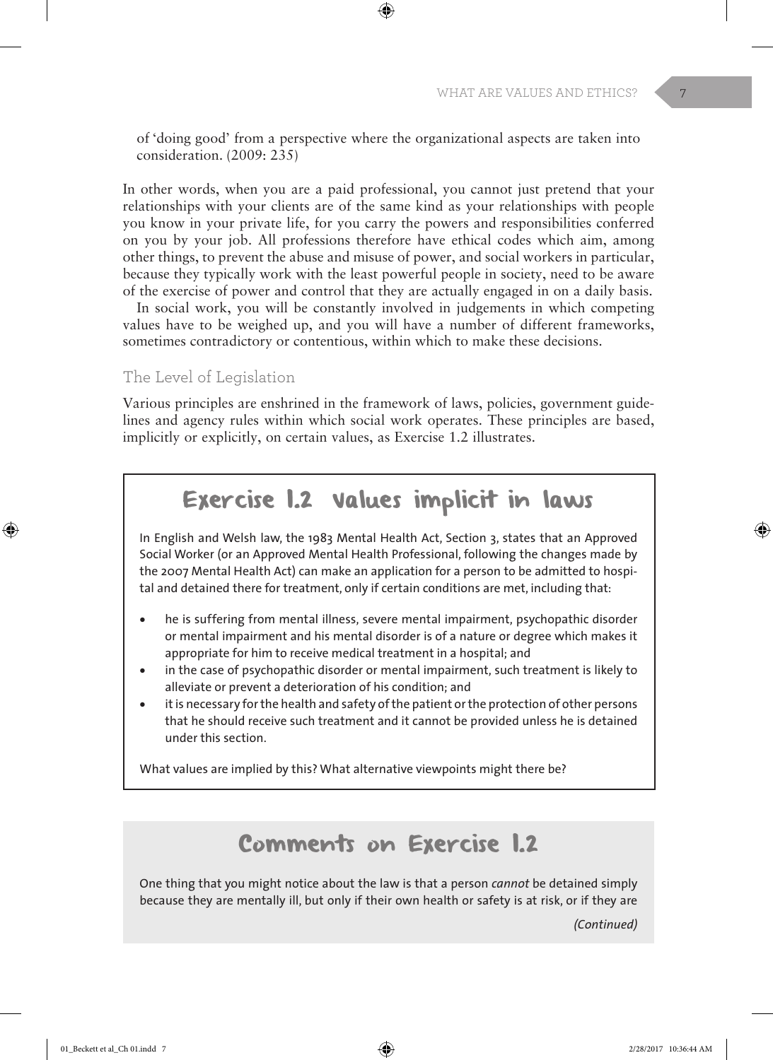of 'doing good' from a perspective where the organizational aspects are taken into consideration. (2009: 235)

In other words, when you are a paid professional, you cannot just pretend that your relationships with your clients are of the same kind as your relationships with people you know in your private life, for you carry the powers and responsibilities conferred on you by your job. All professions therefore have ethical codes which aim, among other things, to prevent the abuse and misuse of power, and social workers in particular, because they typically work with the least powerful people in society, need to be aware of the exercise of power and control that they are actually engaged in on a daily basis.

In social work, you will be constantly involved in judgements in which competing values have to be weighed up, and you will have a number of different frameworks, sometimes contradictory or contentious, within which to make these decisions.

### The Level of Legislation

Various principles are enshrined in the framework of laws, policies, government guidelines and agency rules within which social work operates. These principles are based, implicitly or explicitly, on certain values, as Exercise 1.2 illustrates.

## Exercise 1.2 Values implicit in laws

In English and Welsh law, the 1983 Mental Health Act, Section 3, states that an Approved Social Worker (or an Approved Mental Health Professional, following the changes made by the 2007 Mental Health Act) can make an application for a person to be admitted to hospital and detained there for treatment, only if certain conditions are met, including that:

- he is suffering from mental illness, severe mental impairment, psychopathic disorder or mental impairment and his mental disorder is of a nature or degree which makes it appropriate for him to receive medical treatment in a hospital; and
- in the case of psychopathic disorder or mental impairment, such treatment is likely to alleviate or prevent a deterioration of his condition; and
- it is necessary for the health and safety of the patient or the protection of other persons that he should receive such treatment and it cannot be provided unless he is detained under this section.

What values are implied by this? What alternative viewpoints might there be?

## Comments on Exercise 1.2

One thing that you might notice about the law is that a person *cannot* be detained simply because they are mentally ill, but only if their own health or safety is at risk, or if they are

*(Continued)*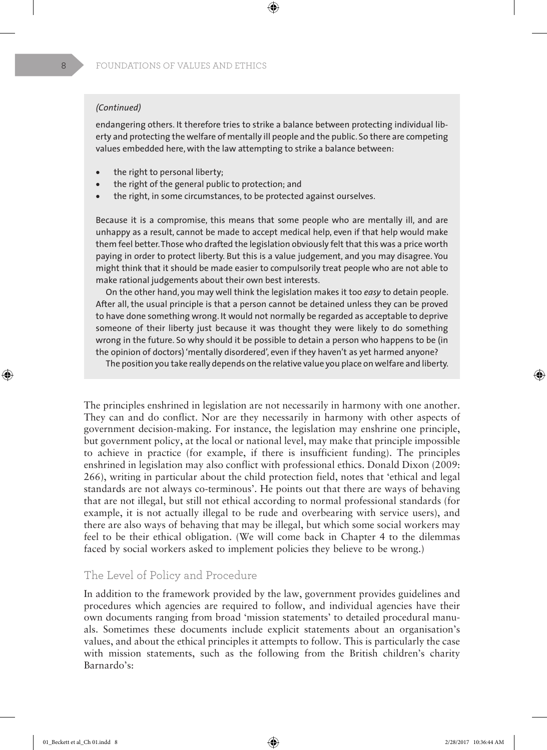*(Continued)*

endangering others. It therefore tries to strike a balance between protecting individual liberty and protecting the welfare of mentally ill people and the public. So there are competing values embedded here, with the law attempting to strike a balance between:

- the right to personal liberty;
- the right of the general public to protection; and
- the right, in some circumstances, to be protected against ourselves.

Because it is a compromise, this means that some people who are mentally ill, and are unhappy as a result, cannot be made to accept medical help, even if that help would make them feel better. Those who drafted the legislation obviously felt that this was a price worth paying in order to protect liberty. But this is a value judgement, and you may disagree. You might think that it should be made easier to compulsorily treat people who are not able to make rational judgements about their own best interests.

On the other hand, you may well think the legislation makes it too *easy* to detain people. After all, the usual principle is that a person cannot be detained unless they can be proved to have done something wrong. It would not normally be regarded as acceptable to deprive someone of their liberty just because it was thought they were likely to do something wrong in the future. So why should it be possible to detain a person who happens to be (in the opinion of doctors) 'mentally disordered', even if they haven't as yet harmed anyone?

The position you take really depends on the relative value you place on welfare and liberty.

The principles enshrined in legislation are not necessarily in harmony with one another. They can and do conflict. Nor are they necessarily in harmony with other aspects of government decision-making. For instance, the legislation may enshrine one principle, but government policy, at the local or national level, may make that principle impossible to achieve in practice (for example, if there is insufficient funding). The principles enshrined in legislation may also conflict with professional ethics. Donald Dixon (2009: 266), writing in particular about the child protection field, notes that 'ethical and legal standards are not always co-terminous'. He points out that there are ways of behaving that are not illegal, but still not ethical according to normal professional standards (for example, it is not actually illegal to be rude and overbearing with service users), and there are also ways of behaving that may be illegal, but which some social workers may feel to be their ethical obligation. (We will come back in Chapter 4 to the dilemmas faced by social workers asked to implement policies they believe to be wrong.)

## The Level of Policy and Procedure

In addition to the framework provided by the law, government provides guidelines and procedures which agencies are required to follow, and individual agencies have their own documents ranging from broad 'mission statements' to detailed procedural manuals. Sometimes these documents include explicit statements about an organisation's values, and about the ethical principles it attempts to follow. This is particularly the case with mission statements, such as the following from the British children's charity Barnardo's: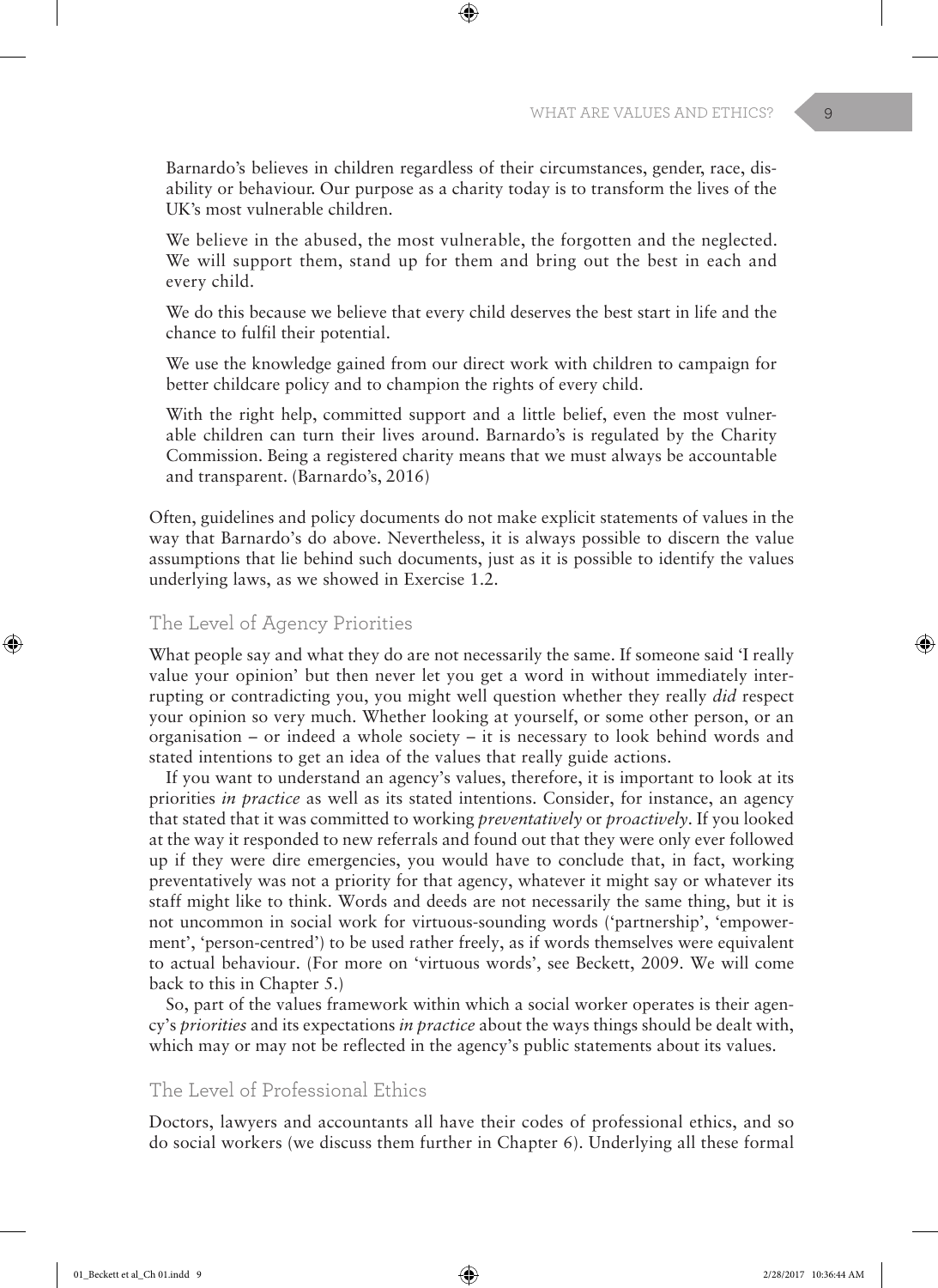> Barnardo's believes in children regardless of their circumstances, gender, race, disability or behaviour. Our purpose as a charity today is to transform the lives of the UK's most vulnerable children.
>
> We believe in the abused, the most vulnerable, the forgotten and the neglected. We will support them, stand up for them and bring out the best in each and every child.
>
> We do this because we believe that every child deserves the best start in life and the chance to fulfil their potential.
>
> We use the knowledge gained from our direct work with children to campaign for better childcare policy and to champion the rights of every child.
>
> With the right help, committed support and a little belief, even the most vulnerable children can turn their lives around. Barnardo's is regulated by the Charity Commission. Being a registered charity means that we must always be accountable and transparent. (Barnardo's, 2016)

Often, guidelines and policy documents do not make explicit statements of values in the way that Barnardo's do above. Nevertheless, it is always possible to discern the value assumptions that lie behind such documents, just as it is possible to identify the values underlying laws, as we showed in Exercise 1.2.

### The Level of Agency Priorities

What people say and what they do are not necessarily the same. If someone said 'I really value your opinion' but then never let you get a word in without immediately interrupting or contradicting you, you might well question whether they really *did* respect your opinion so very much. Whether looking at yourself, or some other person, or an organisation – or indeed a whole society – it is necessary to look behind words and stated intentions to get an idea of the values that really guide actions.

If you want to understand an agency's values, therefore, it is important to look at its priorities *in practice* as well as its stated intentions. Consider, for instance, an agency that stated that it was committed to working *preventatively* or *proactively*. If you looked at the way it responded to new referrals and found out that they were only ever followed up if they were dire emergencies, you would have to conclude that, in fact, working preventatively was not a priority for that agency, whatever it might say or whatever its staff might like to think. Words and deeds are not necessarily the same thing, but it is not uncommon in social work for virtuous-sounding words ('partnership', 'empowerment', 'person-centred') to be used rather freely, as if words themselves were equivalent to actual behaviour. (For more on 'virtuous words', see Beckett, 2009. We will come back to this in Chapter 5.)

So, part of the values framework within which a social worker operates is their agency's *priorities* and its expectations *in practice* about the ways things should be dealt with, which may or may not be reflected in the agency's public statements about its values.

### The Level of Professional Ethics

Doctors, lawyers and accountants all have their codes of professional ethics, and so do social workers (we discuss them further in Chapter 6). Underlying all these formal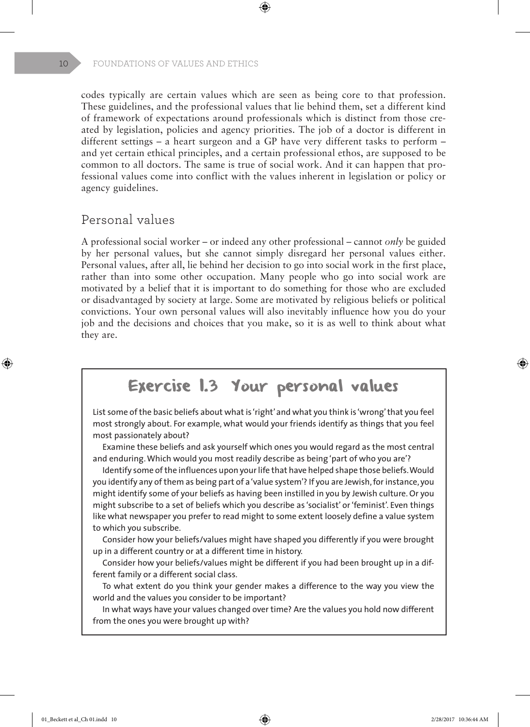codes typically are certain values which are seen as being core to that profession. These guidelines, and the professional values that lie behind them, set a different kind of framework of expectations around professionals which is distinct from those created by legislation, policies and agency priorities. The job of a doctor is different in different settings – a heart surgeon and a GP have very different tasks to perform – and yet certain ethical principles, and a certain professional ethos, are supposed to be common to all doctors. The same is true of social work. And it can happen that professional values come into conflict with the values inherent in legislation or policy or agency guidelines.

## Personal values

A professional social worker – or indeed any other professional – cannot *only* be guided by her personal values, but she cannot simply disregard her personal values either. Personal values, after all, lie behind her decision to go into social work in the first place, rather than into some other occupation. Many people who go into social work are motivated by a belief that it is important to do something for those who are excluded or disadvantaged by society at large. Some are motivated by religious beliefs or political convictions. Your own personal values will also inevitably influence how you do your job and the decisions and choices that you make, so it is as well to think about what they are.

### Exercise 1.3 Your personal values

List some of the basic beliefs about what is 'right' and what you think is 'wrong' that you feel most strongly about. For example, what would your friends identify as things that you feel most passionately about?

Examine these beliefs and ask yourself which ones you would regard as the most central and enduring. Which would you most readily describe as being 'part of who you are'?

Identify some of the influences upon your life that have helped shape those beliefs. Would you identify any of them as being part of a 'value system'? If you are Jewish, for instance, you might identify some of your beliefs as having been instilled in you by Jewish culture. Or you might subscribe to a set of beliefs which you describe as 'socialist' or 'feminist'. Even things like what newspaper you prefer to read might to some extent loosely define a value system to which you subscribe.

Consider how your beliefs/values might have shaped you differently if you were brought up in a different country or at a different time in history.

Consider how your beliefs/values might be different if you had been brought up in a different family or a different social class.

To what extent do you think your gender makes a difference to the way you view the world and the values you consider to be important?

In what ways have your values changed over time? Are the values you hold now different from the ones you were brought up with?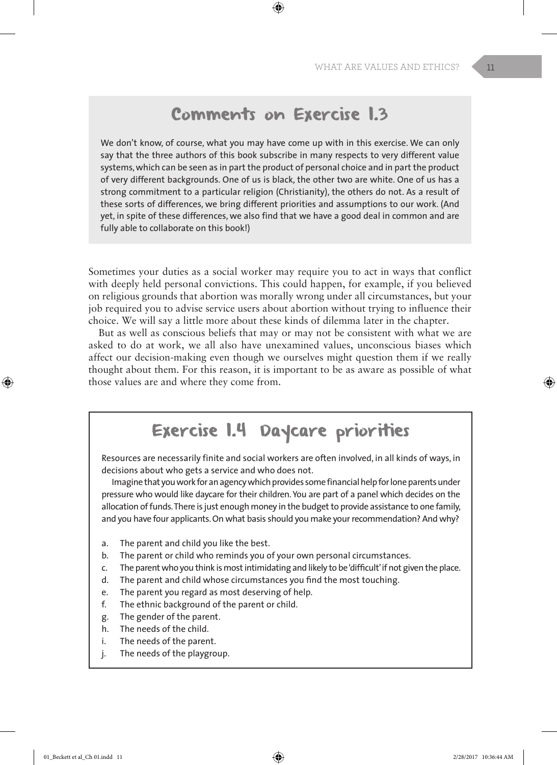## Comments on Exercise 1.3

We don't know, of course, what you may have come up with in this exercise. We can only say that the three authors of this book subscribe in many respects to very different value systems, which can be seen as in part the product of personal choice and in part the product of very different backgrounds. One of us is black, the other two are white. One of us has a strong commitment to a particular religion (Christianity), the others do not. As a result of these sorts of differences, we bring different priorities and assumptions to our work. (And yet, in spite of these differences, we also find that we have a good deal in common and are fully able to collaborate on this book!)

Sometimes your duties as a social worker may require you to act in ways that conflict with deeply held personal convictions. This could happen, for example, if you believed on religious grounds that abortion was morally wrong under all circumstances, but your job required you to advise service users about abortion without trying to influence their choice. We will say a little more about these kinds of dilemma later in the chapter.

But as well as conscious beliefs that may or may not be consistent with what we are asked to do at work, we all also have unexamined values, unconscious biases which affect our decision-making even though we ourselves might question them if we really thought about them. For this reason, it is important to be as aware as possible of what those values are and where they come from.

## Exercise 1.4 Daycare priorities

Resources are necessarily finite and social workers are often involved, in all kinds of ways, in decisions about who gets a service and who does not.

Imagine that you work for an agency which provides some financial help for lone parents under pressure who would like daycare for their children. You are part of a panel which decides on the allocation of funds. There is just enough money in the budget to provide assistance to one family, and you have four applicants. On what basis should you make your recommendation? And why?

a. The parent and child you like the best.
b. The parent or child who reminds you of your own personal circumstances.
c. The parent who you think is most intimidating and likely to be 'difficult' if not given the place.
d. The parent and child whose circumstances you find the most touching.
e. The parent you regard as most deserving of help.
f. The ethnic background of the parent or child.
g. The gender of the parent.
h. The needs of the child.
i. The needs of the parent.
j. The needs of the playgroup.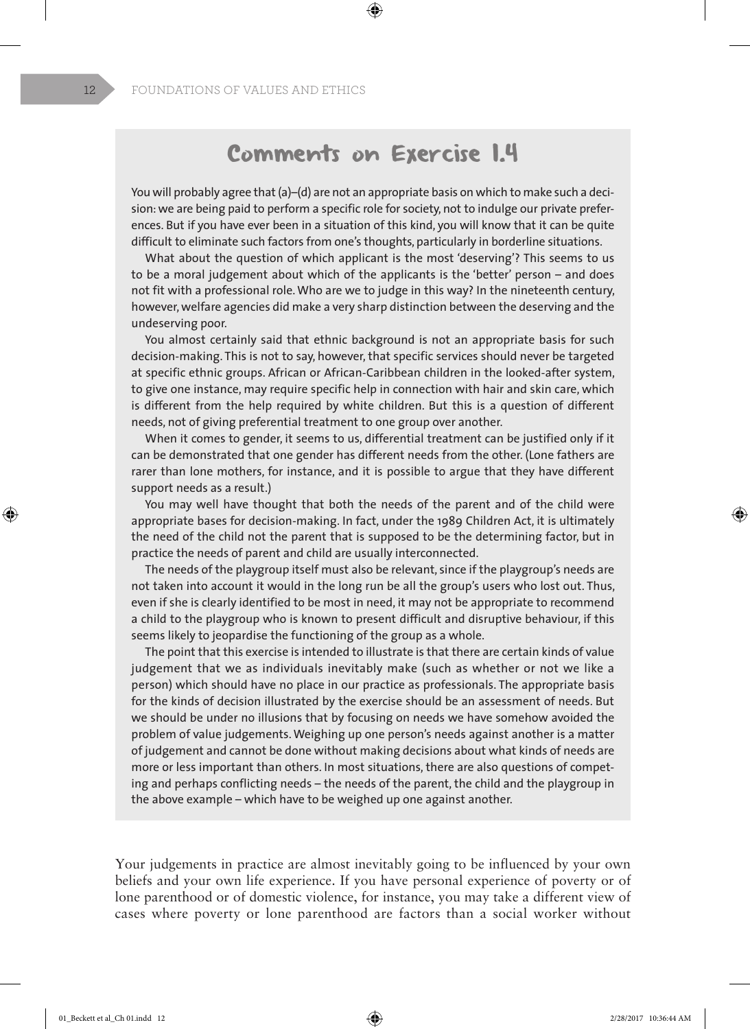## Comments on Exercise 1.4

You will probably agree that (a)–(d) are not an appropriate basis on which to make such a decision: we are being paid to perform a specific role for society, not to indulge our private preferences. But if you have ever been in a situation of this kind, you will know that it can be quite difficult to eliminate such factors from one's thoughts, particularly in borderline situations.

What about the question of which applicant is the most 'deserving'? This seems to us to be a moral judgement about which of the applicants is the 'better' person – and does not fit with a professional role. Who are we to judge in this way? In the nineteenth century, however, welfare agencies did make a very sharp distinction between the deserving and the undeserving poor.

You almost certainly said that ethnic background is not an appropriate basis for such decision-making. This is not to say, however, that specific services should never be targeted at specific ethnic groups. African or African-Caribbean children in the looked-after system, to give one instance, may require specific help in connection with hair and skin care, which is different from the help required by white children. But this is a question of different needs, not of giving preferential treatment to one group over another.

When it comes to gender, it seems to us, differential treatment can be justified only if it can be demonstrated that one gender has different needs from the other. (Lone fathers are rarer than lone mothers, for instance, and it is possible to argue that they have different support needs as a result.)

You may well have thought that both the needs of the parent and of the child were appropriate bases for decision-making. In fact, under the 1989 Children Act, it is ultimately the need of the child not the parent that is supposed to be the determining factor, but in practice the needs of parent and child are usually interconnected.

The needs of the playgroup itself must also be relevant, since if the playgroup's needs are not taken into account it would in the long run be all the group's users who lost out. Thus, even if she is clearly identified to be most in need, it may not be appropriate to recommend a child to the playgroup who is known to present difficult and disruptive behaviour, if this seems likely to jeopardise the functioning of the group as a whole.

The point that this exercise is intended to illustrate is that there are certain kinds of value judgement that we as individuals inevitably make (such as whether or not we like a person) which should have no place in our practice as professionals. The appropriate basis for the kinds of decision illustrated by the exercise should be an assessment of needs. But we should be under no illusions that by focusing on needs we have somehow avoided the problem of value judgements. Weighing up one person's needs against another is a matter of judgement and cannot be done without making decisions about what kinds of needs are more or less important than others. In most situations, there are also questions of competing and perhaps conflicting needs – the needs of the parent, the child and the playgroup in the above example – which have to be weighed up one against another.

Your judgements in practice are almost inevitably going to be influenced by your own beliefs and your own life experience. If you have personal experience of poverty or of lone parenthood or of domestic violence, for instance, you may take a different view of cases where poverty or lone parenthood are factors than a social worker without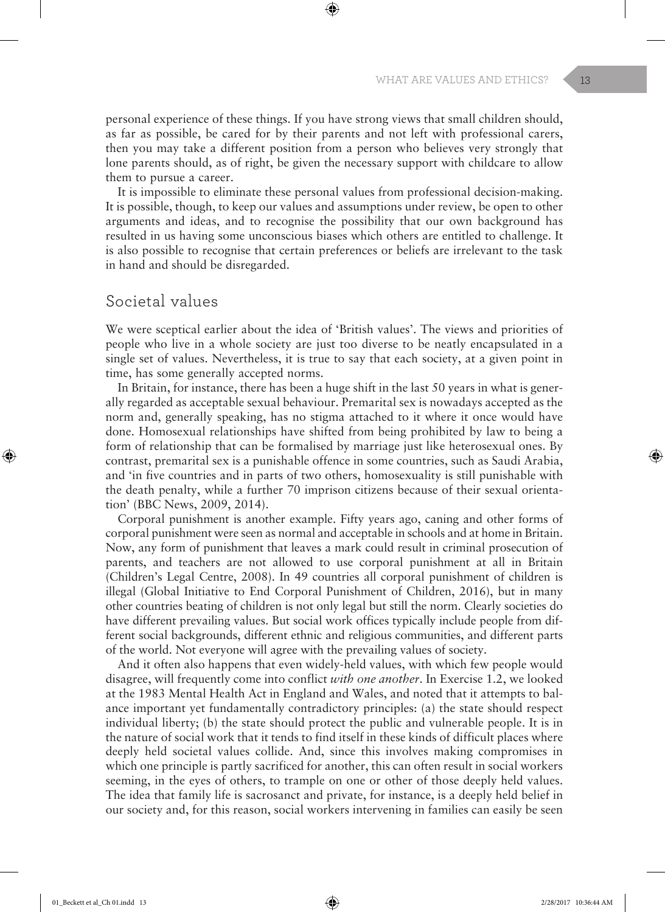personal experience of these things. If you have strong views that small children should, as far as possible, be cared for by their parents and not left with professional carers, then you may take a different position from a person who believes very strongly that lone parents should, as of right, be given the necessary support with childcare to allow them to pursue a career.

It is impossible to eliminate these personal values from professional decision-making. It is possible, though, to keep our values and assumptions under review, be open to other arguments and ideas, and to recognise the possibility that our own background has resulted in us having some unconscious biases which others are entitled to challenge. It is also possible to recognise that certain preferences or beliefs are irrelevant to the task in hand and should be disregarded.

## Societal values

We were sceptical earlier about the idea of 'British values'. The views and priorities of people who live in a whole society are just too diverse to be neatly encapsulated in a single set of values. Nevertheless, it is true to say that each society, at a given point in time, has some generally accepted norms.

In Britain, for instance, there has been a huge shift in the last 50 years in what is generally regarded as acceptable sexual behaviour. Premarital sex is nowadays accepted as the norm and, generally speaking, has no stigma attached to it where it once would have done. Homosexual relationships have shifted from being prohibited by law to being a form of relationship that can be formalised by marriage just like heterosexual ones. By contrast, premarital sex is a punishable offence in some countries, such as Saudi Arabia, and 'in five countries and in parts of two others, homosexuality is still punishable with the death penalty, while a further 70 imprison citizens because of their sexual orientation' (BBC News, 2009, 2014).

Corporal punishment is another example. Fifty years ago, caning and other forms of corporal punishment were seen as normal and acceptable in schools and at home in Britain. Now, any form of punishment that leaves a mark could result in criminal prosecution of parents, and teachers are not allowed to use corporal punishment at all in Britain (Children's Legal Centre, 2008). In 49 countries all corporal punishment of children is illegal (Global Initiative to End Corporal Punishment of Children, 2016), but in many other countries beating of children is not only legal but still the norm. Clearly societies do have different prevailing values. But social work offices typically include people from different social backgrounds, different ethnic and religious communities, and different parts of the world. Not everyone will agree with the prevailing values of society.

And it often also happens that even widely-held values, with which few people would disagree, will frequently come into conflict *with one another*. In Exercise 1.2, we looked at the 1983 Mental Health Act in England and Wales, and noted that it attempts to balance important yet fundamentally contradictory principles: (a) the state should respect individual liberty; (b) the state should protect the public and vulnerable people. It is in the nature of social work that it tends to find itself in these kinds of difficult places where deeply held societal values collide. And, since this involves making compromises in which one principle is partly sacrificed for another, this can often result in social workers seeming, in the eyes of others, to trample on one or other of those deeply held values. The idea that family life is sacrosanct and private, for instance, is a deeply held belief in our society and, for this reason, social workers intervening in families can easily be seen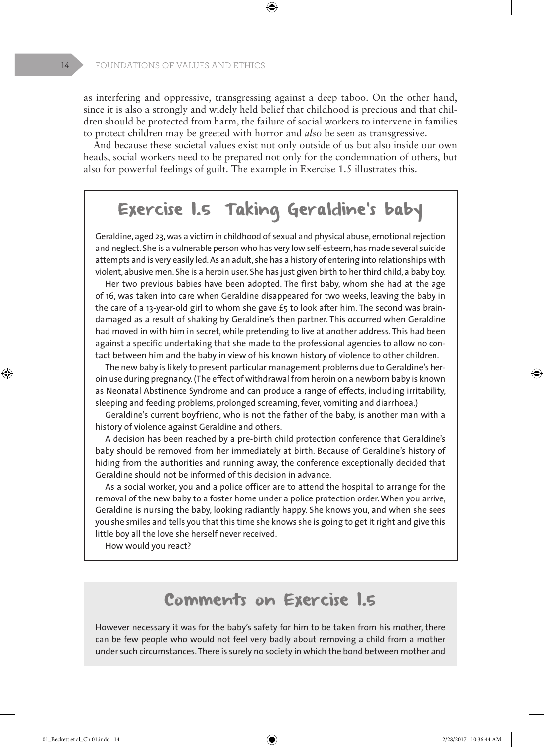as interfering and oppressive, transgressing against a deep taboo. On the other hand, since it is also a strongly and widely held belief that childhood is precious and that children should be protected from harm, the failure of social workers to intervene in families to protect children may be greeted with horror and *also* be seen as transgressive.

And because these societal values exist not only outside of us but also inside our own heads, social workers need to be prepared not only for the condemnation of others, but also for powerful feelings of guilt. The example in Exercise 1.5 illustrates this.

## Exercise 1.5 Taking Geraldine's baby

Geraldine, aged 23, was a victim in childhood of sexual and physical abuse, emotional rejection and neglect. She is a vulnerable person who has very low self-esteem, has made several suicide attempts and is very easily led. As an adult, she has a history of entering into relationships with violent, abusive men. She is a heroin user. She has just given birth to her third child, a baby boy.

Her two previous babies have been adopted. The first baby, whom she had at the age of 16, was taken into care when Geraldine disappeared for two weeks, leaving the baby in the care of a 13-year-old girl to whom she gave £5 to look after him. The second was brain-damaged as a result of shaking by Geraldine's then partner. This occurred when Geraldine had moved in with him in secret, while pretending to live at another address. This had been against a specific undertaking that she made to the professional agencies to allow no contact between him and the baby in view of his known history of violence to other children.

The new baby is likely to present particular management problems due to Geraldine's heroin use during pregnancy. (The effect of withdrawal from heroin on a newborn baby is known as Neonatal Abstinence Syndrome and can produce a range of effects, including irritability, sleeping and feeding problems, prolonged screaming, fever, vomiting and diarrhoea.)

Geraldine's current boyfriend, who is not the father of the baby, is another man with a history of violence against Geraldine and others.

A decision has been reached by a pre-birth child protection conference that Geraldine's baby should be removed from her immediately at birth. Because of Geraldine's history of hiding from the authorities and running away, the conference exceptionally decided that Geraldine should not be informed of this decision in advance.

As a social worker, you and a police officer are to attend the hospital to arrange for the removal of the new baby to a foster home under a police protection order. When you arrive, Geraldine is nursing the baby, looking radiantly happy. She knows you, and when she sees you she smiles and tells you that this time she knows she is going to get it right and give this little boy all the love she herself never received.

How would you react?

## Comments on Exercise 1.5

However necessary it was for the baby's safety for him to be taken from his mother, there can be few people who would not feel very badly about removing a child from a mother under such circumstances. There is surely no society in which the bond between mother and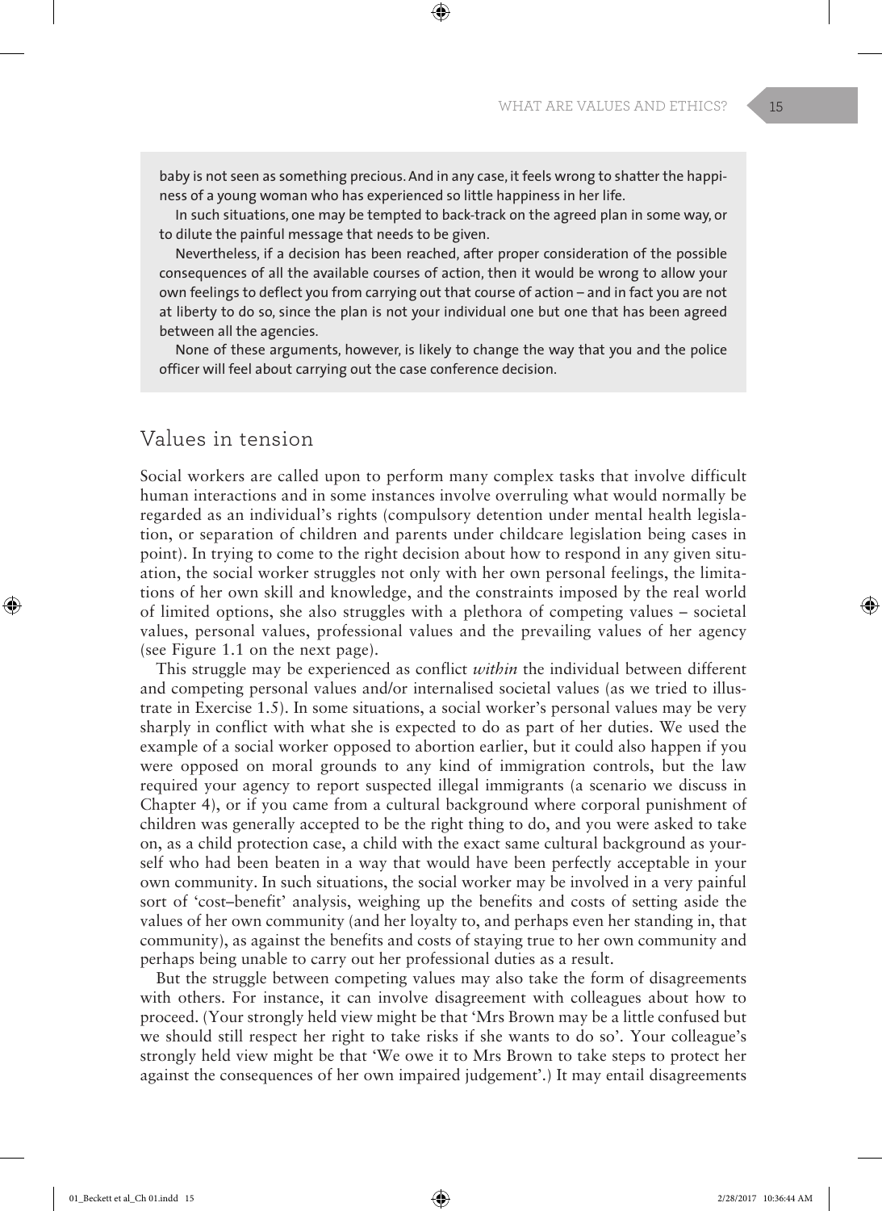baby is not seen as something precious. And in any case, it feels wrong to shatter the happiness of a young woman who has experienced so little happiness in her life.

In such situations, one may be tempted to back-track on the agreed plan in some way, or to dilute the painful message that needs to be given.

Nevertheless, if a decision has been reached, after proper consideration of the possible consequences of all the available courses of action, then it would be wrong to allow your own feelings to deflect you from carrying out that course of action – and in fact you are not at liberty to do so, since the plan is not your individual one but one that has been agreed between all the agencies.

None of these arguments, however, is likely to change the way that you and the police officer will feel about carrying out the case conference decision.

## Values in tension

Social workers are called upon to perform many complex tasks that involve difficult human interactions and in some instances involve overruling what would normally be regarded as an individual's rights (compulsory detention under mental health legislation, or separation of children and parents under childcare legislation being cases in point). In trying to come to the right decision about how to respond in any given situation, the social worker struggles not only with her own personal feelings, the limitations of her own skill and knowledge, and the constraints imposed by the real world of limited options, she also struggles with a plethora of competing values – societal values, personal values, professional values and the prevailing values of her agency (see Figure 1.1 on the next page).

This struggle may be experienced as conflict *within* the individual between different and competing personal values and/or internalised societal values (as we tried to illustrate in Exercise 1.5). In some situations, a social worker's personal values may be very sharply in conflict with what she is expected to do as part of her duties. We used the example of a social worker opposed to abortion earlier, but it could also happen if you were opposed on moral grounds to any kind of immigration controls, but the law required your agency to report suspected illegal immigrants (a scenario we discuss in Chapter 4), or if you came from a cultural background where corporal punishment of children was generally accepted to be the right thing to do, and you were asked to take on, as a child protection case, a child with the exact same cultural background as yourself who had been beaten in a way that would have been perfectly acceptable in your own community. In such situations, the social worker may be involved in a very painful sort of 'cost–benefit' analysis, weighing up the benefits and costs of setting aside the values of her own community (and her loyalty to, and perhaps even her standing in, that community), as against the benefits and costs of staying true to her own community and perhaps being unable to carry out her professional duties as a result.

But the struggle between competing values may also take the form of disagreements with others. For instance, it can involve disagreement with colleagues about how to proceed. (Your strongly held view might be that 'Mrs Brown may be a little confused but we should still respect her right to take risks if she wants to do so'. Your colleague's strongly held view might be that 'We owe it to Mrs Brown to take steps to protect her against the consequences of her own impaired judgement'.) It may entail disagreements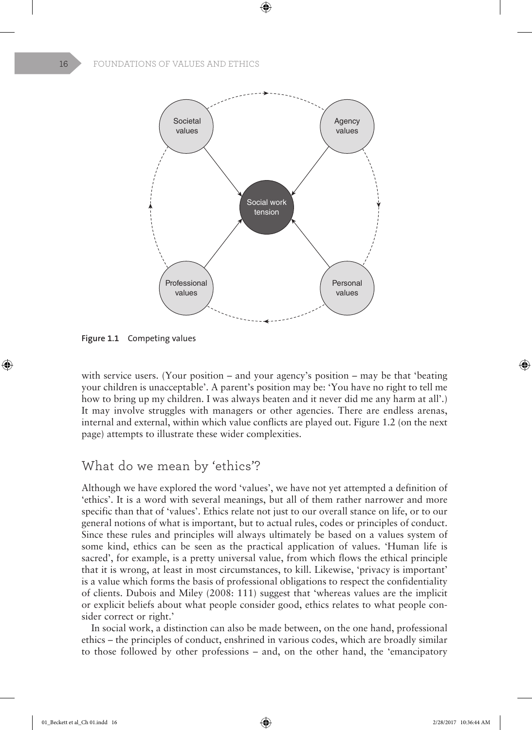Figure 1.1 Competing values

with service users. (Your position – and your agency's position – may be that 'beating your children is unacceptable'. A parent's position may be: 'You have no right to tell me how to bring up my children. I was always beaten and it never did me any harm at all'.) It may involve struggles with managers or other agencies. There are endless arenas, internal and external, within which value conflicts are played out. Figure 1.2 (on the next page) attempts to illustrate these wider complexities.

## What do we mean by 'ethics'?

Although we have explored the word 'values', we have not yet attempted a definition of 'ethics'. It is a word with several meanings, but all of them rather narrower and more specific than that of 'values'. Ethics relate not just to our overall stance on life, or to our general notions of what is important, but to actual rules, codes or principles of conduct. Since these rules and principles will always ultimately be based on a values system of some kind, ethics can be seen as the practical application of values. 'Human life is sacred', for example, is a pretty universal value, from which flows the ethical principle that it is wrong, at least in most circumstances, to kill. Likewise, 'privacy is important' is a value which forms the basis of professional obligations to respect the confidentiality of clients. Dubois and Miley (2008: 111) suggest that 'whereas values are the implicit or explicit beliefs about what people consider good, ethics relates to what people consider correct or right.'

In social work, a distinction can also be made between, on the one hand, professional ethics – the principles of conduct, enshrined in various codes, which are broadly similar to those followed by other professions – and, on the other hand, the 'emancipatory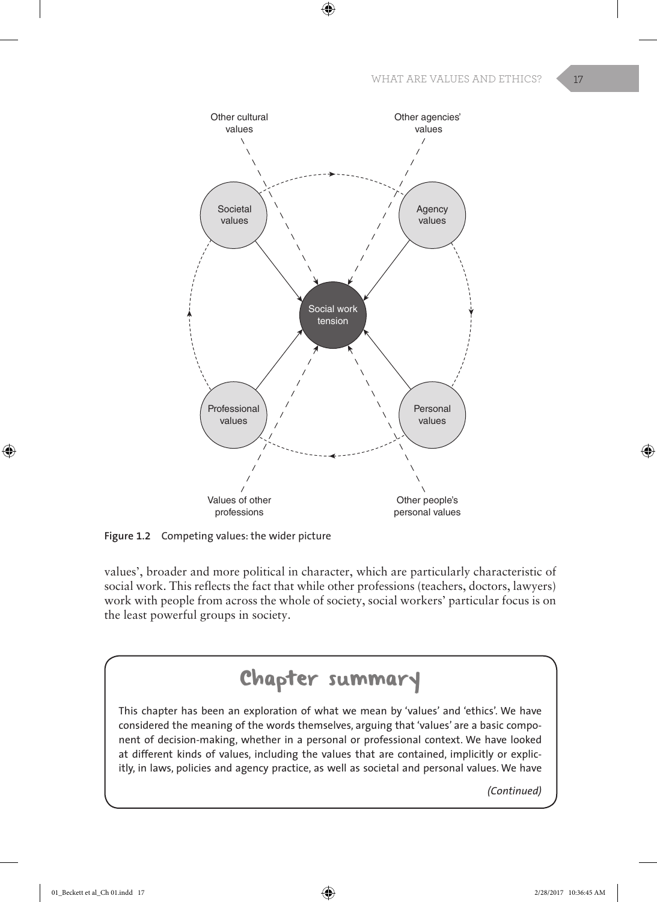**Figure 1.2** Competing values: the wider picture

values', broader and more political in character, which are particularly characteristic of social work. This reflects the fact that while other professions (teachers, doctors, lawyers) work with people from across the whole of society, social workers' particular focus is on the least powerful groups in society.

## Chapter summary

This chapter has been an exploration of what we mean by 'values' and 'ethics'. We have considered the meaning of the words themselves, arguing that 'values' are a basic component of decision-making, whether in a personal or professional context. We have looked at different kinds of values, including the values that are contained, implicitly or explicitly, in laws, policies and agency practice, as well as societal and personal values. We have

*(Continued)*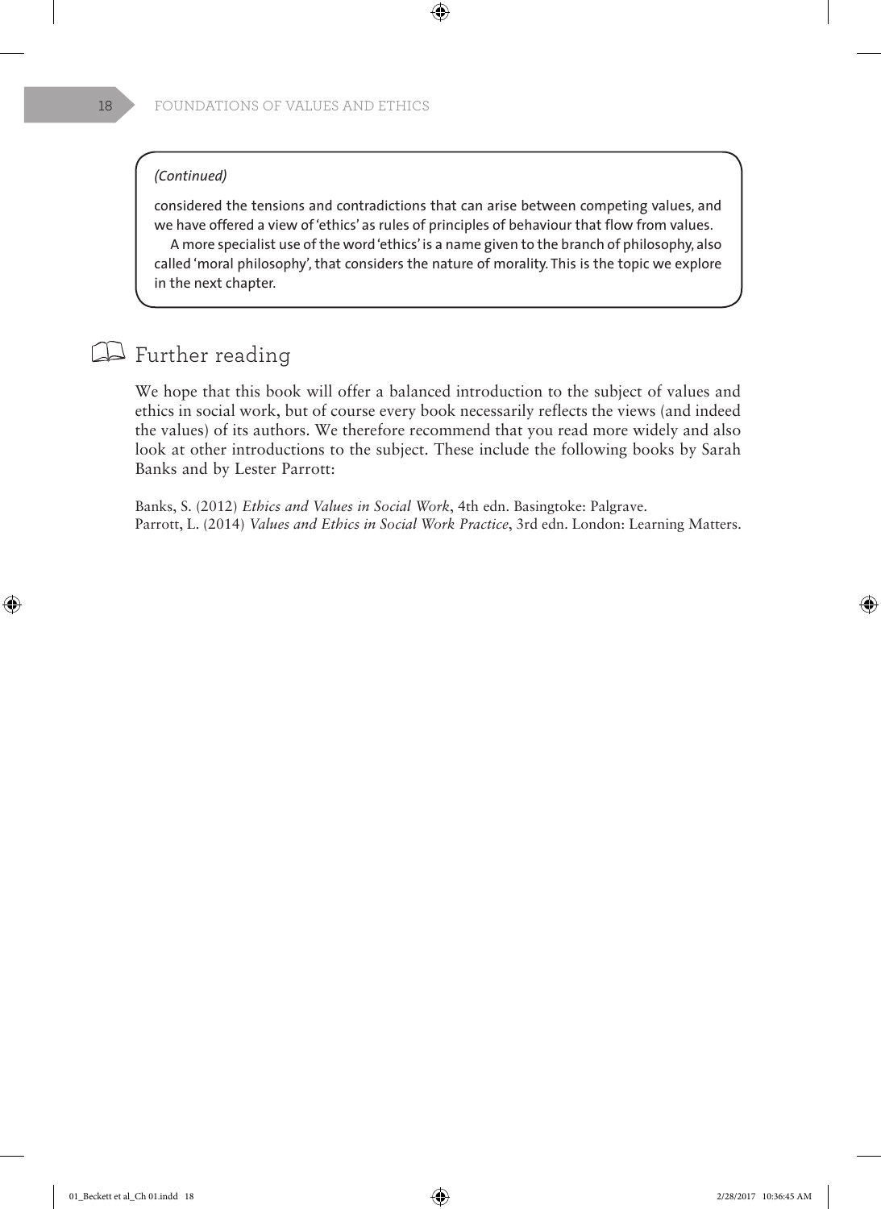*(Continued)*

considered the tensions and contradictions that can arise between competing values, and we have offered a view of 'ethics' as rules of principles of behaviour that flow from values.

A more specialist use of the word 'ethics' is a name given to the branch of philosophy, also called 'moral philosophy', that considers the nature of morality. This is the topic we explore in the next chapter.

## Further reading

We hope that this book will offer a balanced introduction to the subject of values and ethics in social work, but of course every book necessarily reflects the views (and indeed the values) of its authors. We therefore recommend that you read more widely and also look at other introductions to the subject. These include the following books by Sarah Banks and by Lester Parrott:

Banks, S. (2012) *Ethics and Values in Social Work*, 4th edn. Basingtoke: Palgrave.
Parrott, L. (2014) *Values and Ethics in Social Work Practice*, 3rd edn. London: Learning Matters.